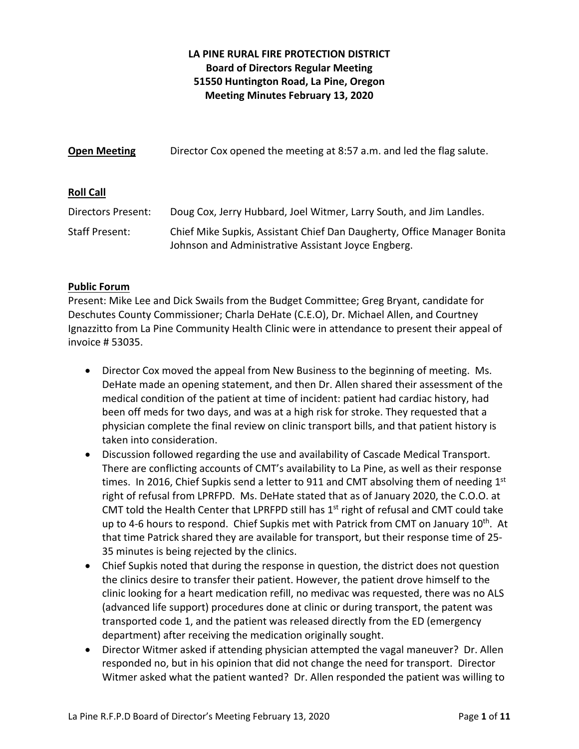**LA PINE RURAL FIRE PROTECTION DISTRICT**
**Board of Directors Regular Meeting**
**51550 Huntington Road, La Pine, Oregon**
**Meeting Minutes February 13, 2020**

**Open Meeting** Director Cox opened the meeting at 8:57 a.m. and led the flag salute.

**Roll Call**

Directors Present: Doug Cox, Jerry Hubbard, Joel Witmer, Larry South, and Jim Landles.

Staff Present: Chief Mike Supkis, Assistant Chief Dan Daugherty, Office Manager Bonita Johnson and Administrative Assistant Joyce Engberg.

**Public Forum**

Present: Mike Lee and Dick Swails from the Budget Committee; Greg Bryant, candidate for Deschutes County Commissioner; Charla DeHate (C.E.O), Dr. Michael Allen, and Courtney Ignazzitto from La Pine Community Health Clinic were in attendance to present their appeal of invoice # 53035.

- Director Cox moved the appeal from New Business to the beginning of meeting. Ms. DeHate made an opening statement, and then Dr. Allen shared their assessment of the medical condition of the patient at time of incident: patient had cardiac history, had been off meds for two days, and was at a high risk for stroke. They requested that a physician complete the final review on clinic transport bills, and that patient history is taken into consideration.
- Discussion followed regarding the use and availability of Cascade Medical Transport. There are conflicting accounts of CMT's availability to La Pine, as well as their response times. In 2016, Chief Supkis send a letter to 911 and CMT absolving them of needing 1st right of refusal from LPRFPD. Ms. DeHate stated that as of January 2020, the C.O.O. at CMT told the Health Center that LPRFPD still has 1st right of refusal and CMT could take up to 4-6 hours to respond. Chief Supkis met with Patrick from CMT on January 10th. At that time Patrick shared they are available for transport, but their response time of 25-35 minutes is being rejected by the clinics.
- Chief Supkis noted that during the response in question, the district does not question the clinics desire to transfer their patient. However, the patient drove himself to the clinic looking for a heart medication refill, no medivac was requested, there was no ALS (advanced life support) procedures done at clinic or during transport, the patent was transported code 1, and the patient was released directly from the ED (emergency department) after receiving the medication originally sought.
- Director Witmer asked if attending physician attempted the vagal maneuver? Dr. Allen responded no, but in his opinion that did not change the need for transport. Director Witmer asked what the patient wanted? Dr. Allen responded the patient was willing to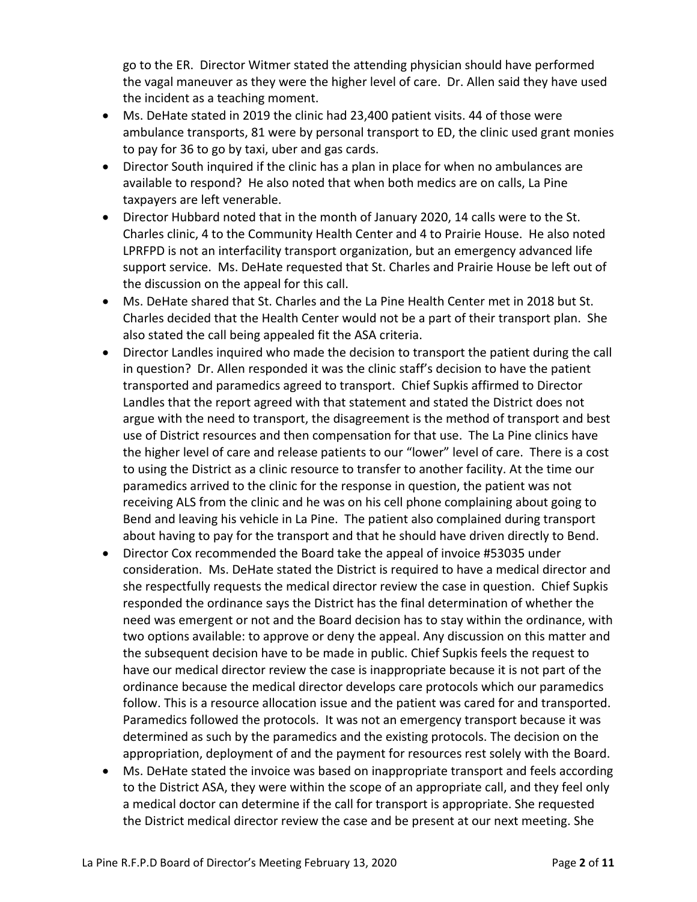go to the ER. Director Witmer stated the attending physician should have performed the vagal maneuver as they were the higher level of care. Dr. Allen said they have used the incident as a teaching moment.

- Ms. DeHate stated in 2019 the clinic had 23,400 patient visits. 44 of those were ambulance transports, 81 were by personal transport to ED, the clinic used grant monies to pay for 36 to go by taxi, uber and gas cards.
- Director South inquired if the clinic has a plan in place for when no ambulances are available to respond? He also noted that when both medics are on calls, La Pine taxpayers are left venerable.
- Director Hubbard noted that in the month of January 2020, 14 calls were to the St. Charles clinic, 4 to the Community Health Center and 4 to Prairie House. He also noted LPRFPD is not an interfacility transport organization, but an emergency advanced life support service. Ms. DeHate requested that St. Charles and Prairie House be left out of the discussion on the appeal for this call.
- Ms. DeHate shared that St. Charles and the La Pine Health Center met in 2018 but St. Charles decided that the Health Center would not be a part of their transport plan. She also stated the call being appealed fit the ASA criteria.
- Director Landles inquired who made the decision to transport the patient during the call in question? Dr. Allen responded it was the clinic staff's decision to have the patient transported and paramedics agreed to transport. Chief Supkis affirmed to Director Landles that the report agreed with that statement and stated the District does not argue with the need to transport, the disagreement is the method of transport and best use of District resources and then compensation for that use. The La Pine clinics have the higher level of care and release patients to our "lower" level of care. There is a cost to using the District as a clinic resource to transfer to another facility. At the time our paramedics arrived to the clinic for the response in question, the patient was not receiving ALS from the clinic and he was on his cell phone complaining about going to Bend and leaving his vehicle in La Pine. The patient also complained during transport about having to pay for the transport and that he should have driven directly to Bend.
- Director Cox recommended the Board take the appeal of invoice #53035 under consideration. Ms. DeHate stated the District is required to have a medical director and she respectfully requests the medical director review the case in question. Chief Supkis responded the ordinance says the District has the final determination of whether the need was emergent or not and the Board decision has to stay within the ordinance, with two options available: to approve or deny the appeal. Any discussion on this matter and the subsequent decision have to be made in public. Chief Supkis feels the request to have our medical director review the case is inappropriate because it is not part of the ordinance because the medical director develops care protocols which our paramedics follow. This is a resource allocation issue and the patient was cared for and transported. Paramedics followed the protocols. It was not an emergency transport because it was determined as such by the paramedics and the existing protocols. The decision on the appropriation, deployment of and the payment for resources rest solely with the Board.
- Ms. DeHate stated the invoice was based on inappropriate transport and feels according to the District ASA, they were within the scope of an appropriate call, and they feel only a medical doctor can determine if the call for transport is appropriate. She requested the District medical director review the case and be present at our next meeting. She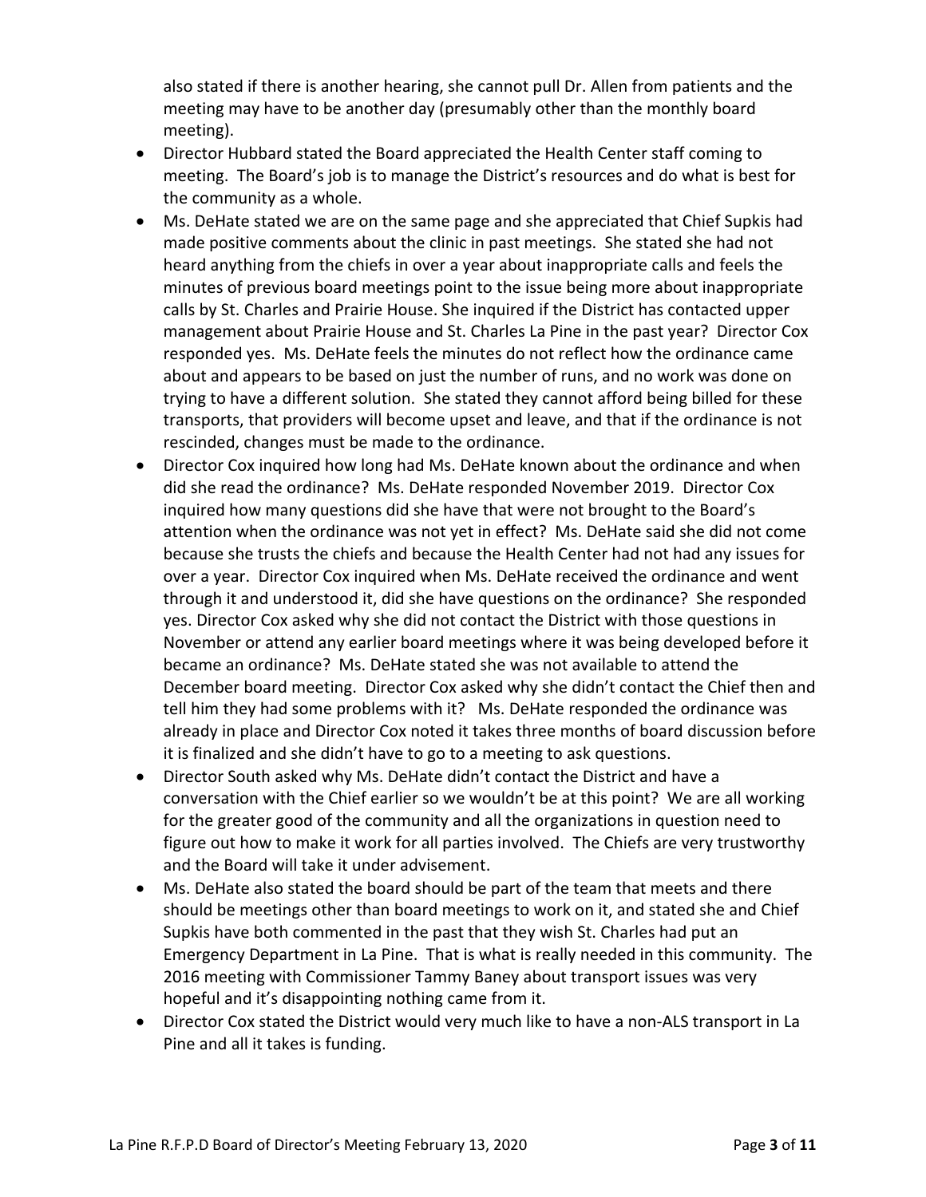also stated if there is another hearing, she cannot pull Dr. Allen from patients and the meeting may have to be another day (presumably other than the monthly board meeting).

- Director Hubbard stated the Board appreciated the Health Center staff coming to meeting. The Board's job is to manage the District's resources and do what is best for the community as a whole.
- Ms. DeHate stated we are on the same page and she appreciated that Chief Supkis had made positive comments about the clinic in past meetings. She stated she had not heard anything from the chiefs in over a year about inappropriate calls and feels the minutes of previous board meetings point to the issue being more about inappropriate calls by St. Charles and Prairie House. She inquired if the District has contacted upper management about Prairie House and St. Charles La Pine in the past year? Director Cox responded yes. Ms. DeHate feels the minutes do not reflect how the ordinance came about and appears to be based on just the number of runs, and no work was done on trying to have a different solution. She stated they cannot afford being billed for these transports, that providers will become upset and leave, and that if the ordinance is not rescinded, changes must be made to the ordinance.
- Director Cox inquired how long had Ms. DeHate known about the ordinance and when did she read the ordinance? Ms. DeHate responded November 2019. Director Cox inquired how many questions did she have that were not brought to the Board's attention when the ordinance was not yet in effect? Ms. DeHate said she did not come because she trusts the chiefs and because the Health Center had not had any issues for over a year. Director Cox inquired when Ms. DeHate received the ordinance and went through it and understood it, did she have questions on the ordinance? She responded yes. Director Cox asked why she did not contact the District with those questions in November or attend any earlier board meetings where it was being developed before it became an ordinance? Ms. DeHate stated she was not available to attend the December board meeting. Director Cox asked why she didn't contact the Chief then and tell him they had some problems with it? Ms. DeHate responded the ordinance was already in place and Director Cox noted it takes three months of board discussion before it is finalized and she didn't have to go to a meeting to ask questions.
- Director South asked why Ms. DeHate didn't contact the District and have a conversation with the Chief earlier so we wouldn't be at this point? We are all working for the greater good of the community and all the organizations in question need to figure out how to make it work for all parties involved. The Chiefs are very trustworthy and the Board will take it under advisement.
- Ms. DeHate also stated the board should be part of the team that meets and there should be meetings other than board meetings to work on it, and stated she and Chief Supkis have both commented in the past that they wish St. Charles had put an Emergency Department in La Pine. That is what is really needed in this community. The 2016 meeting with Commissioner Tammy Baney about transport issues was very hopeful and it's disappointing nothing came from it.
- Director Cox stated the District would very much like to have a non-ALS transport in La Pine and all it takes is funding.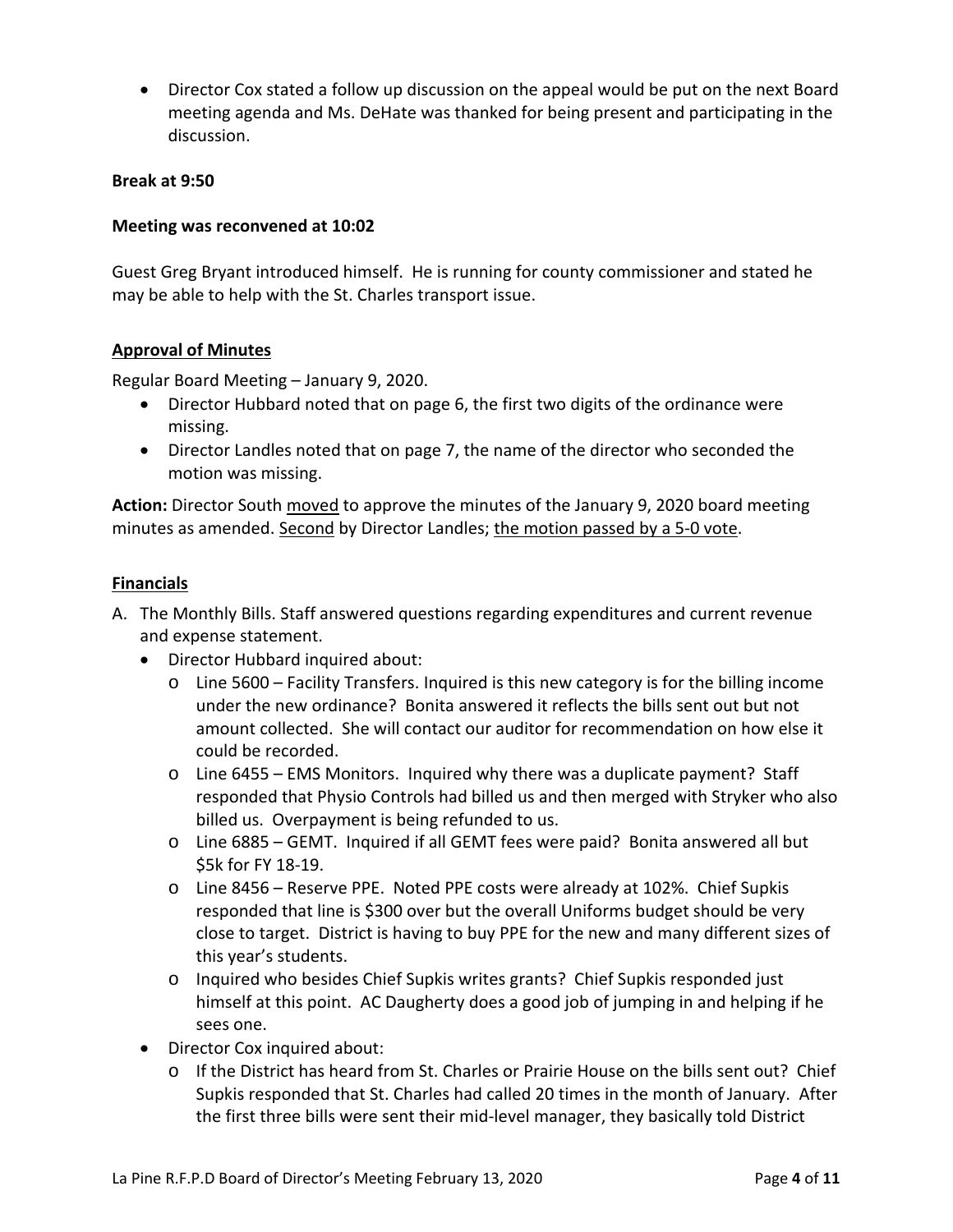- Director Cox stated a follow up discussion on the appeal would be put on the next Board meeting agenda and Ms. DeHate was thanked for being present and participating in the discussion.

**Break at 9:50**

**Meeting was reconvened at 10:02**

Guest Greg Bryant introduced himself. He is running for county commissioner and stated he may be able to help with the St. Charles transport issue.

**Approval of Minutes**

Regular Board Meeting – January 9, 2020.

- Director Hubbard noted that on page 6, the first two digits of the ordinance were missing.
- Director Landles noted that on page 7, the name of the director who seconded the motion was missing.

**Action:** Director South moved to approve the minutes of the January 9, 2020 board meeting minutes as amended. Second by Director Landles; the motion passed by a 5-0 vote.

**Financials**

A. The Monthly Bills. Staff answered questions regarding expenditures and current revenue and expense statement.
   - Director Hubbard inquired about:
     - Line 5600 – Facility Transfers. Inquired is this new category is for the billing income under the new ordinance? Bonita answered it reflects the bills sent out but not amount collected. She will contact our auditor for recommendation on how else it could be recorded.
     - Line 6455 – EMS Monitors. Inquired why there was a duplicate payment? Staff responded that Physio Controls had billed us and then merged with Stryker who also billed us. Overpayment is being refunded to us.
     - Line 6885 – GEMT. Inquired if all GEMT fees were paid? Bonita answered all but $5k for FY 18-19.
     - Line 8456 – Reserve PPE. Noted PPE costs were already at 102%. Chief Supkis responded that line is $300 over but the overall Uniforms budget should be very close to target. District is having to buy PPE for the new and many different sizes of this year's students.
     - Inquired who besides Chief Supkis writes grants? Chief Supkis responded just himself at this point. AC Daugherty does a good job of jumping in and helping if he sees one.
   - Director Cox inquired about:
     - If the District has heard from St. Charles or Prairie House on the bills sent out? Chief Supkis responded that St. Charles had called 20 times in the month of January. After the first three bills were sent their mid-level manager, they basically told District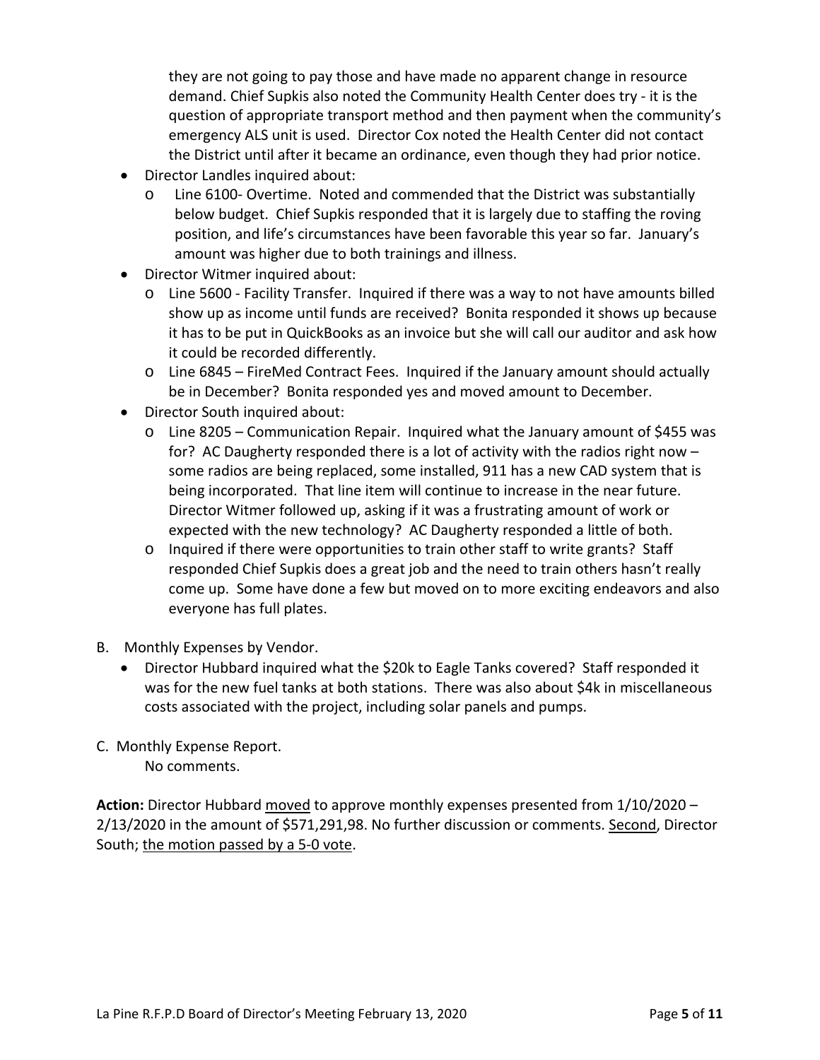they are not going to pay those and have made no apparent change in resource demand. Chief Supkis also noted the Community Health Center does try - it is the question of appropriate transport method and then payment when the community's emergency ALS unit is used. Director Cox noted the Health Center did not contact the District until after it became an ordinance, even though they had prior notice.

- Director Landles inquired about:
  - Line 6100- Overtime. Noted and commended that the District was substantially below budget. Chief Supkis responded that it is largely due to staffing the roving position, and life's circumstances have been favorable this year so far. January's amount was higher due to both trainings and illness.
- Director Witmer inquired about:
  - Line 5600 - Facility Transfer. Inquired if there was a way to not have amounts billed show up as income until funds are received? Bonita responded it shows up because it has to be put in QuickBooks as an invoice but she will call our auditor and ask how it could be recorded differently.
  - Line 6845 – FireMed Contract Fees. Inquired if the January amount should actually be in December? Bonita responded yes and moved amount to December.
- Director South inquired about:
  - Line 8205 – Communication Repair. Inquired what the January amount of $455 was for? AC Daugherty responded there is a lot of activity with the radios right now – some radios are being replaced, some installed, 911 has a new CAD system that is being incorporated. That line item will continue to increase in the near future. Director Witmer followed up, asking if it was a frustrating amount of work or expected with the new technology? AC Daugherty responded a little of both.
  - Inquired if there were opportunities to train other staff to write grants? Staff responded Chief Supkis does a great job and the need to train others hasn't really come up. Some have done a few but moved on to more exciting endeavors and also everyone has full plates.

B. Monthly Expenses by Vendor.

- Director Hubbard inquired what the $20k to Eagle Tanks covered? Staff responded it was for the new fuel tanks at both stations. There was also about $4k in miscellaneous costs associated with the project, including solar panels and pumps.

C. Monthly Expense Report.

No comments.

**Action:** Director Hubbard moved to approve monthly expenses presented from 1/10/2020 – 2/13/2020 in the amount of $571,291,98. No further discussion or comments. Second, Director South; the motion passed by a 5-0 vote.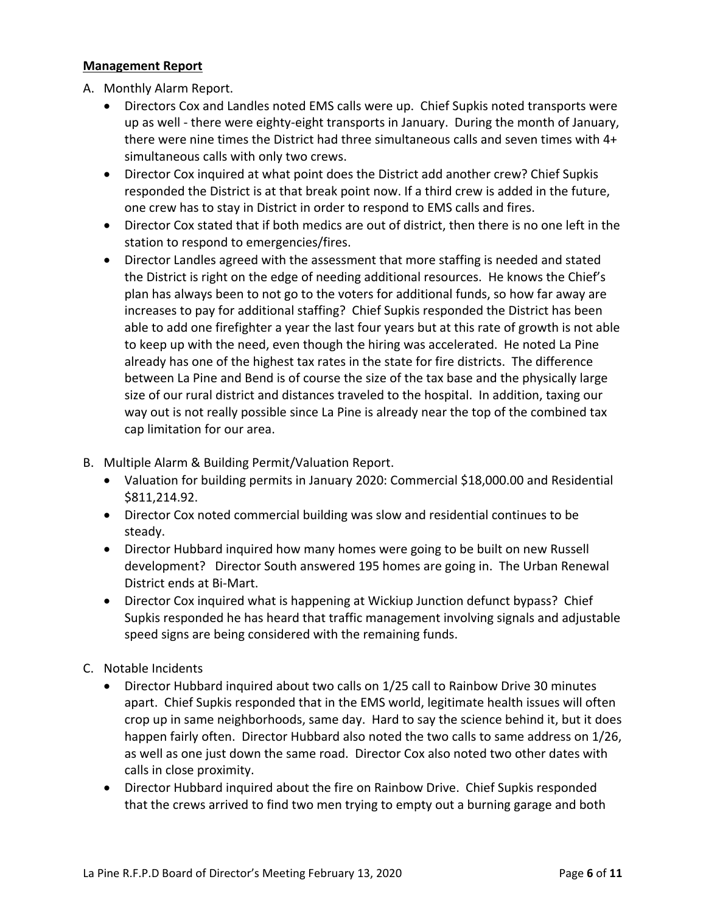**Management Report**

A. Monthly Alarm Report.
   - Directors Cox and Landles noted EMS calls were up. Chief Supkis noted transports were up as well - there were eighty-eight transports in January. During the month of January, there were nine times the District had three simultaneous calls and seven times with 4+ simultaneous calls with only two crews.
   - Director Cox inquired at what point does the District add another crew? Chief Supkis responded the District is at that break point now. If a third crew is added in the future, one crew has to stay in District in order to respond to EMS calls and fires.
   - Director Cox stated that if both medics are out of district, then there is no one left in the station to respond to emergencies/fires.
   - Director Landles agreed with the assessment that more staffing is needed and stated the District is right on the edge of needing additional resources. He knows the Chief's plan has always been to not go to the voters for additional funds, so how far away are increases to pay for additional staffing? Chief Supkis responded the District has been able to add one firefighter a year the last four years but at this rate of growth is not able to keep up with the need, even though the hiring was accelerated. He noted La Pine already has one of the highest tax rates in the state for fire districts. The difference between La Pine and Bend is of course the size of the tax base and the physically large size of our rural district and distances traveled to the hospital. In addition, taxing our way out is not really possible since La Pine is already near the top of the combined tax cap limitation for our area.

B. Multiple Alarm & Building Permit/Valuation Report.
   - Valuation for building permits in January 2020: Commercial $18,000.00 and Residential $811,214.92.
   - Director Cox noted commercial building was slow and residential continues to be steady.
   - Director Hubbard inquired how many homes were going to be built on new Russell development? Director South answered 195 homes are going in. The Urban Renewal District ends at Bi-Mart.
   - Director Cox inquired what is happening at Wickiup Junction defunct bypass? Chief Supkis responded he has heard that traffic management involving signals and adjustable speed signs are being considered with the remaining funds.

C. Notable Incidents
   - Director Hubbard inquired about two calls on 1/25 call to Rainbow Drive 30 minutes apart. Chief Supkis responded that in the EMS world, legitimate health issues will often crop up in same neighborhoods, same day. Hard to say the science behind it, but it does happen fairly often. Director Hubbard also noted the two calls to same address on 1/26, as well as one just down the same road. Director Cox also noted two other dates with calls in close proximity.
   - Director Hubbard inquired about the fire on Rainbow Drive. Chief Supkis responded that the crews arrived to find two men trying to empty out a burning garage and both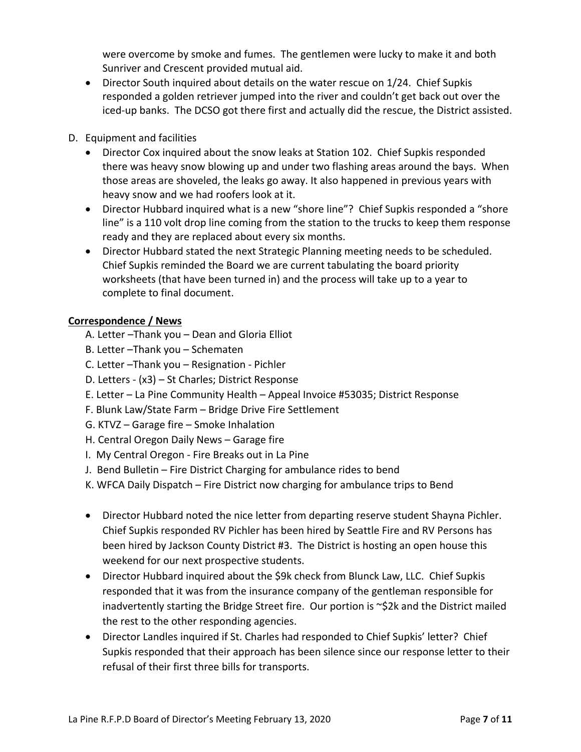were overcome by smoke and fumes. The gentlemen were lucky to make it and both Sunriver and Crescent provided mutual aid.

- Director South inquired about details on the water rescue on 1/24. Chief Supkis responded a golden retriever jumped into the river and couldn't get back out over the iced-up banks. The DCSO got there first and actually did the rescue, the District assisted.

D. Equipment and facilities

- Director Cox inquired about the snow leaks at Station 102. Chief Supkis responded there was heavy snow blowing up and under two flashing areas around the bays. When those areas are shoveled, the leaks go away. It also happened in previous years with heavy snow and we had roofers look at it.
- Director Hubbard inquired what is a new "shore line"? Chief Supkis responded a "shore line" is a 110 volt drop line coming from the station to the trucks to keep them response ready and they are replaced about every six months.
- Director Hubbard stated the next Strategic Planning meeting needs to be scheduled. Chief Supkis reminded the Board we are current tabulating the board priority worksheets (that have been turned in) and the process will take up to a year to complete to final document.

**Correspondence / News**

A. Letter –Thank you – Dean and Gloria Elliot
B. Letter –Thank you – Schematen
C. Letter –Thank you – Resignation - Pichler
D. Letters - (x3) – St Charles; District Response
E. Letter – La Pine Community Health – Appeal Invoice #53035; District Response
F. Blunk Law/State Farm – Bridge Drive Fire Settlement
G. KTVZ – Garage fire – Smoke Inhalation
H. Central Oregon Daily News – Garage fire
I. My Central Oregon - Fire Breaks out in La Pine
J. Bend Bulletin – Fire District Charging for ambulance rides to bend
K. WFCA Daily Dispatch – Fire District now charging for ambulance trips to Bend

- Director Hubbard noted the nice letter from departing reserve student Shayna Pichler. Chief Supkis responded RV Pichler has been hired by Seattle Fire and RV Persons has been hired by Jackson County District #3. The District is hosting an open house this weekend for our next prospective students.
- Director Hubbard inquired about the $9k check from Blunck Law, LLC. Chief Supkis responded that it was from the insurance company of the gentleman responsible for inadvertently starting the Bridge Street fire. Our portion is ~$2k and the District mailed the rest to the other responding agencies.
- Director Landles inquired if St. Charles had responded to Chief Supkis' letter? Chief Supkis responded that their approach has been silence since our response letter to their refusal of their first three bills for transports.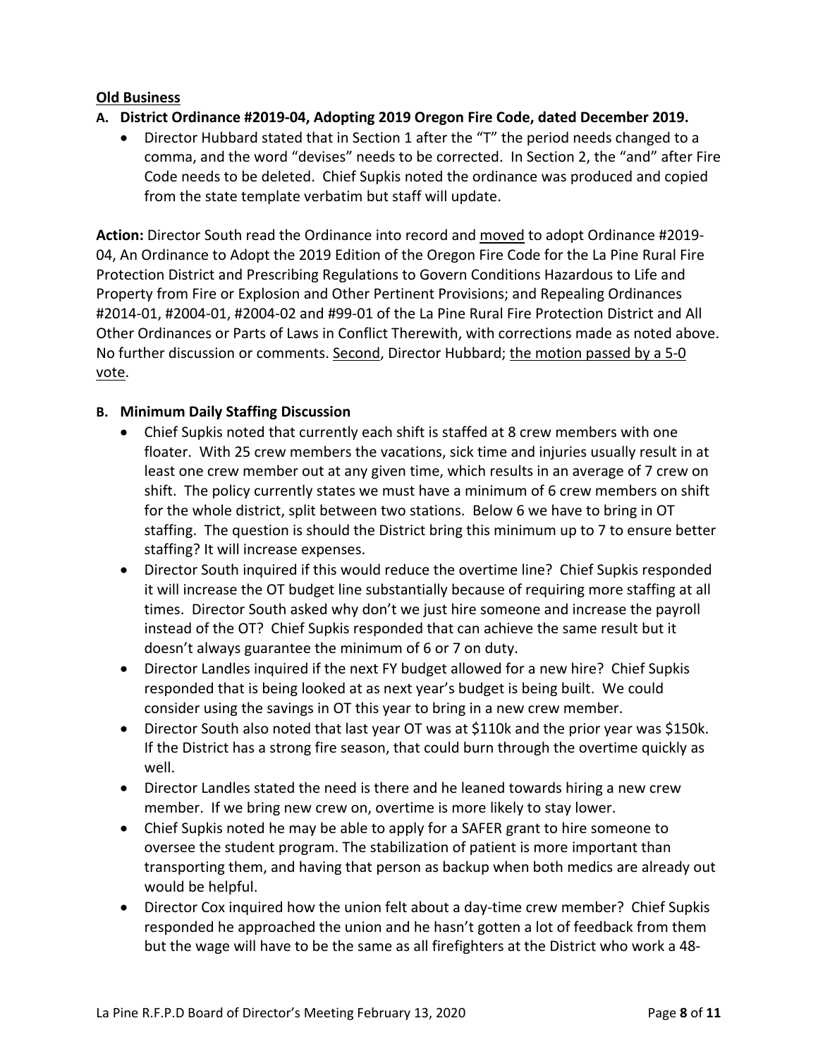**Old Business**

**A. District Ordinance #2019-04, Adopting 2019 Oregon Fire Code, dated December 2019.**

- Director Hubbard stated that in Section 1 after the "T" the period needs changed to a comma, and the word "devises" needs to be corrected. In Section 2, the "and" after Fire Code needs to be deleted. Chief Supkis noted the ordinance was produced and copied from the state template verbatim but staff will update.

**Action:** Director South read the Ordinance into record and moved to adopt Ordinance #2019-04, An Ordinance to Adopt the 2019 Edition of the Oregon Fire Code for the La Pine Rural Fire Protection District and Prescribing Regulations to Govern Conditions Hazardous to Life and Property from Fire or Explosion and Other Pertinent Provisions; and Repealing Ordinances #2014-01, #2004-01, #2004-02 and #99-01 of the La Pine Rural Fire Protection District and All Other Ordinances or Parts of Laws in Conflict Therewith, with corrections made as noted above. No further discussion or comments. Second, Director Hubbard; the motion passed by a 5-0 vote.

**B. Minimum Daily Staffing Discussion**

- Chief Supkis noted that currently each shift is staffed at 8 crew members with one floater. With 25 crew members the vacations, sick time and injuries usually result in at least one crew member out at any given time, which results in an average of 7 crew on shift. The policy currently states we must have a minimum of 6 crew members on shift for the whole district, split between two stations. Below 6 we have to bring in OT staffing. The question is should the District bring this minimum up to 7 to ensure better staffing? It will increase expenses.
- Director South inquired if this would reduce the overtime line? Chief Supkis responded it will increase the OT budget line substantially because of requiring more staffing at all times. Director South asked why don't we just hire someone and increase the payroll instead of the OT? Chief Supkis responded that can achieve the same result but it doesn't always guarantee the minimum of 6 or 7 on duty.
- Director Landles inquired if the next FY budget allowed for a new hire? Chief Supkis responded that is being looked at as next year's budget is being built. We could consider using the savings in OT this year to bring in a new crew member.
- Director South also noted that last year OT was at $110k and the prior year was $150k. If the District has a strong fire season, that could burn through the overtime quickly as well.
- Director Landles stated the need is there and he leaned towards hiring a new crew member. If we bring new crew on, overtime is more likely to stay lower.
- Chief Supkis noted he may be able to apply for a SAFER grant to hire someone to oversee the student program. The stabilization of patient is more important than transporting them, and having that person as backup when both medics are already out would be helpful.
- Director Cox inquired how the union felt about a day-time crew member? Chief Supkis responded he approached the union and he hasn't gotten a lot of feedback from them but the wage will have to be the same as all firefighters at the District who work a 48-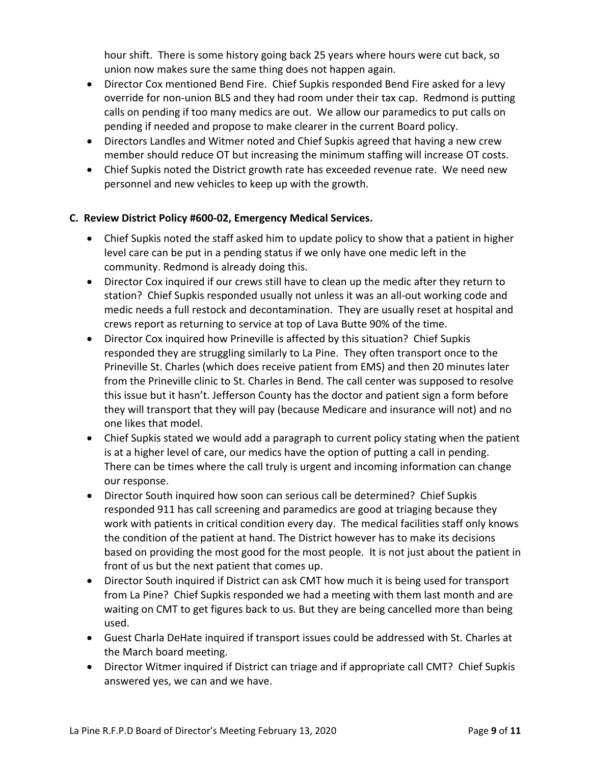hour shift. There is some history going back 25 years where hours were cut back, so union now makes sure the same thing does not happen again.

- Director Cox mentioned Bend Fire. Chief Supkis responded Bend Fire asked for a levy override for non-union BLS and they had room under their tax cap. Redmond is putting calls on pending if too many medics are out. We allow our paramedics to put calls on pending if needed and propose to make clearer in the current Board policy.
- Directors Landles and Witmer noted and Chief Supkis agreed that having a new crew member should reduce OT but increasing the minimum staffing will increase OT costs.
- Chief Supkis noted the District growth rate has exceeded revenue rate. We need new personnel and new vehicles to keep up with the growth.

**C. Review District Policy #600-02, Emergency Medical Services.**

- Chief Supkis noted the staff asked him to update policy to show that a patient in higher level care can be put in a pending status if we only have one medic left in the community. Redmond is already doing this.
- Director Cox inquired if our crews still have to clean up the medic after they return to station? Chief Supkis responded usually not unless it was an all-out working code and medic needs a full restock and decontamination. They are usually reset at hospital and crews report as returning to service at top of Lava Butte 90% of the time.
- Director Cox inquired how Prineville is affected by this situation? Chief Supkis responded they are struggling similarly to La Pine. They often transport once to the Prineville St. Charles (which does receive patient from EMS) and then 20 minutes later from the Prineville clinic to St. Charles in Bend. The call center was supposed to resolve this issue but it hasn't. Jefferson County has the doctor and patient sign a form before they will transport that they will pay (because Medicare and insurance will not) and no one likes that model.
- Chief Supkis stated we would add a paragraph to current policy stating when the patient is at a higher level of care, our medics have the option of putting a call in pending. There can be times where the call truly is urgent and incoming information can change our response.
- Director South inquired how soon can serious call be determined? Chief Supkis responded 911 has call screening and paramedics are good at triaging because they work with patients in critical condition every day. The medical facilities staff only knows the condition of the patient at hand. The District however has to make its decisions based on providing the most good for the most people. It is not just about the patient in front of us but the next patient that comes up.
- Director South inquired if District can ask CMT how much it is being used for transport from La Pine? Chief Supkis responded we had a meeting with them last month and are waiting on CMT to get figures back to us. But they are being cancelled more than being used.
- Guest Charla DeHate inquired if transport issues could be addressed with St. Charles at the March board meeting.
- Director Witmer inquired if District can triage and if appropriate call CMT? Chief Supkis answered yes, we can and we have.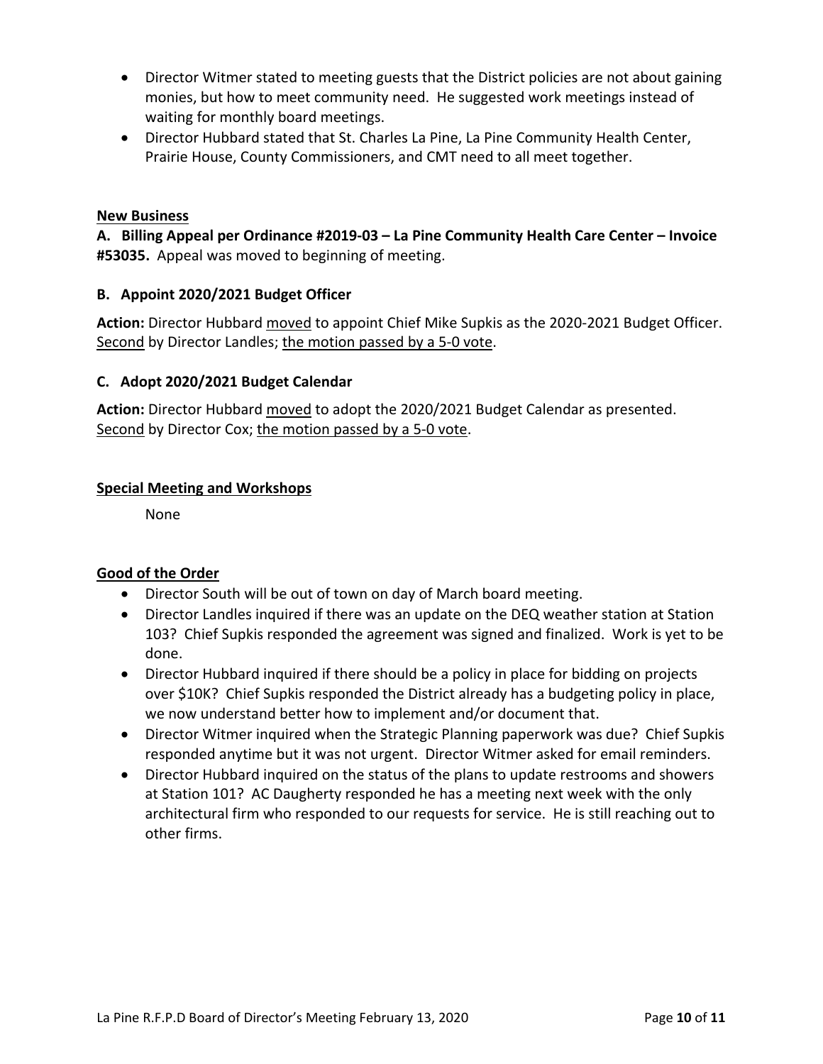- Director Witmer stated to meeting guests that the District policies are not about gaining monies, but how to meet community need. He suggested work meetings instead of waiting for monthly board meetings.
- Director Hubbard stated that St. Charles La Pine, La Pine Community Health Center, Prairie House, County Commissioners, and CMT need to all meet together.

## New Business

**A. Billing Appeal per Ordinance #2019-03 – La Pine Community Health Care Center – Invoice #53035.** Appeal was moved to beginning of meeting.

**B. Appoint 2020/2021 Budget Officer**

**Action:** Director Hubbard moved to appoint Chief Mike Supkis as the 2020-2021 Budget Officer. Second by Director Landles; the motion passed by a 5-0 vote.

**C. Adopt 2020/2021 Budget Calendar**

**Action:** Director Hubbard moved to adopt the 2020/2021 Budget Calendar as presented. Second by Director Cox; the motion passed by a 5-0 vote.

## Special Meeting and Workshops

None

## Good of the Order

- Director South will be out of town on day of March board meeting.
- Director Landles inquired if there was an update on the DEQ weather station at Station 103? Chief Supkis responded the agreement was signed and finalized. Work is yet to be done.
- Director Hubbard inquired if there should be a policy in place for bidding on projects over $10K? Chief Supkis responded the District already has a budgeting policy in place, we now understand better how to implement and/or document that.
- Director Witmer inquired when the Strategic Planning paperwork was due? Chief Supkis responded anytime but it was not urgent. Director Witmer asked for email reminders.
- Director Hubbard inquired on the status of the plans to update restrooms and showers at Station 101? AC Daugherty responded he has a meeting next week with the only architectural firm who responded to our requests for service. He is still reaching out to other firms.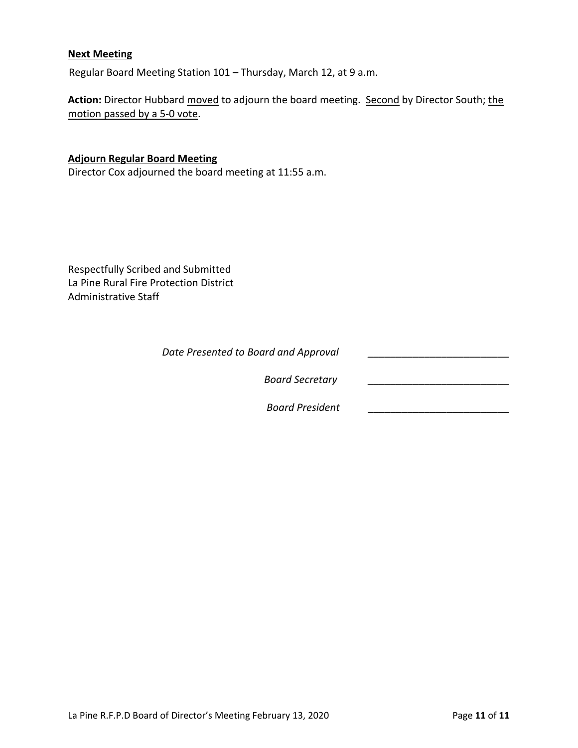**Next Meeting**

Regular Board Meeting Station 101 – Thursday, March 12, at 9 a.m.

**Action:** Director Hubbard moved to adjourn the board meeting. Second by Director South; the motion passed by a 5-0 vote.

**Adjourn Regular Board Meeting**

Director Cox adjourned the board meeting at 11:55 a.m.

Respectfully Scribed and Submitted
La Pine Rural Fire Protection District
Administrative Staff

*Date Presented to Board and Approval* _________________________

*Board Secretary* _________________________

*Board President* _________________________